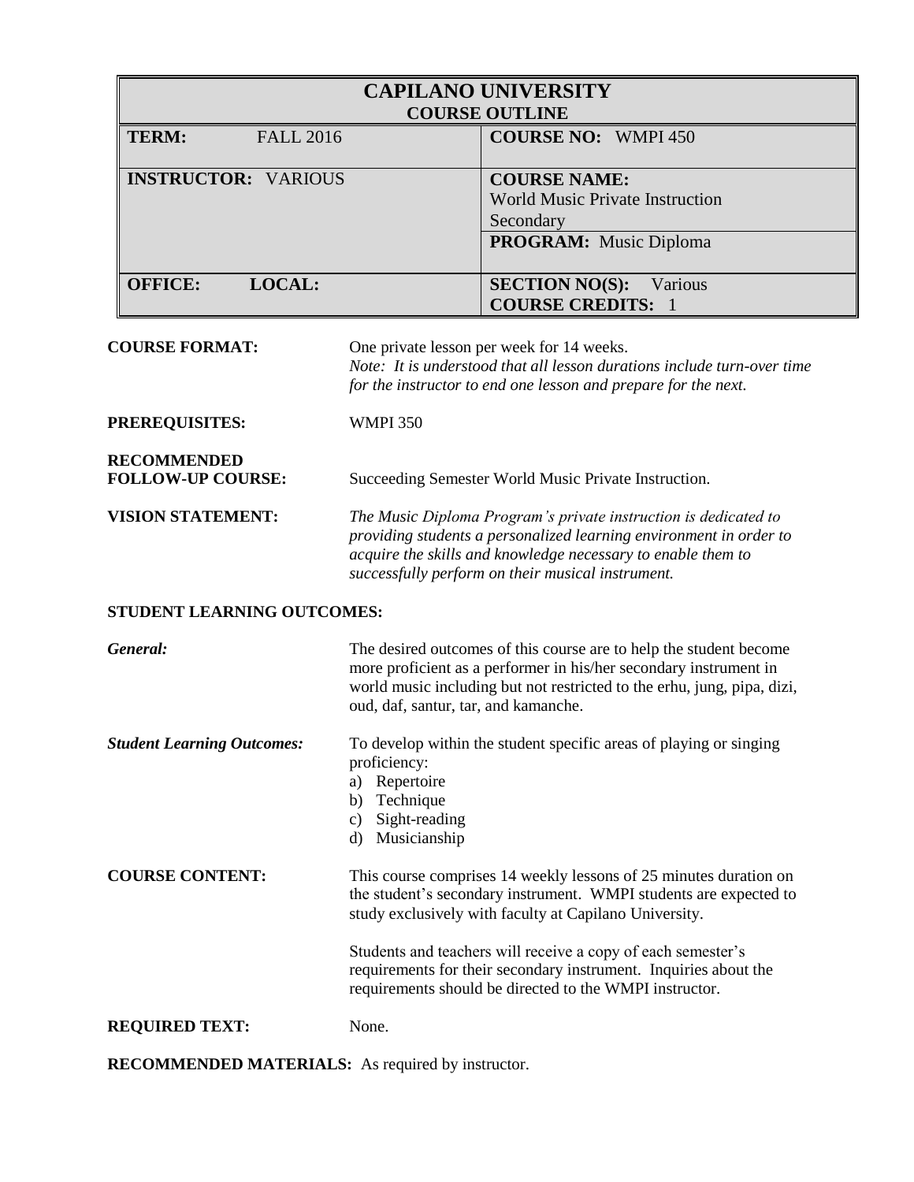| CAPILANO UNIVERSITY<br>COURSE OUTLINE | |
|---|---|
| **TERM:** FALL 2016 | **COURSE NO:** WMPI 450 |
| **INSTRUCTOR:** VARIOUS | **COURSE NAME:** World Music Private Instruction Secondary<br>**PROGRAM:** Music Diploma |
| **OFFICE:** **LOCAL:** | **SECTION NO(S):** Various<br>**COURSE CREDITS:** 1 |

**COURSE FORMAT:** One private lesson per week for 14 weeks.
*Note: It is understood that all lesson durations include turn-over time for the instructor to end one lesson and prepare for the next.*

**PREREQUISITES:** WMPI 350

**RECOMMENDED FOLLOW-UP COURSE:** Succeeding Semester World Music Private Instruction.

**VISION STATEMENT:** *The Music Diploma Program's private instruction is dedicated to providing students a personalized learning environment in order to acquire the skills and knowledge necessary to enable them to successfully perform on their musical instrument.*

**STUDENT LEARNING OUTCOMES:**

***General:*** The desired outcomes of this course are to help the student become more proficient as a performer in his/her secondary instrument in world music including but not restricted to the erhu, jung, pipa, dizi, oud, daf, santur, tar, and kamanche.

***Student Learning Outcomes:*** To develop within the student specific areas of playing or singing proficiency:

a) Repertoire
b) Technique
c) Sight-reading
d) Musicianship

**COURSE CONTENT:** This course comprises 14 weekly lessons of 25 minutes duration on the student's secondary instrument. WMPI students are expected to study exclusively with faculty at Capilano University.

Students and teachers will receive a copy of each semester's requirements for their secondary instrument. Inquiries about the requirements should be directed to the WMPI instructor.

**REQUIRED TEXT:** None.

**RECOMMENDED MATERIALS:** As required by instructor.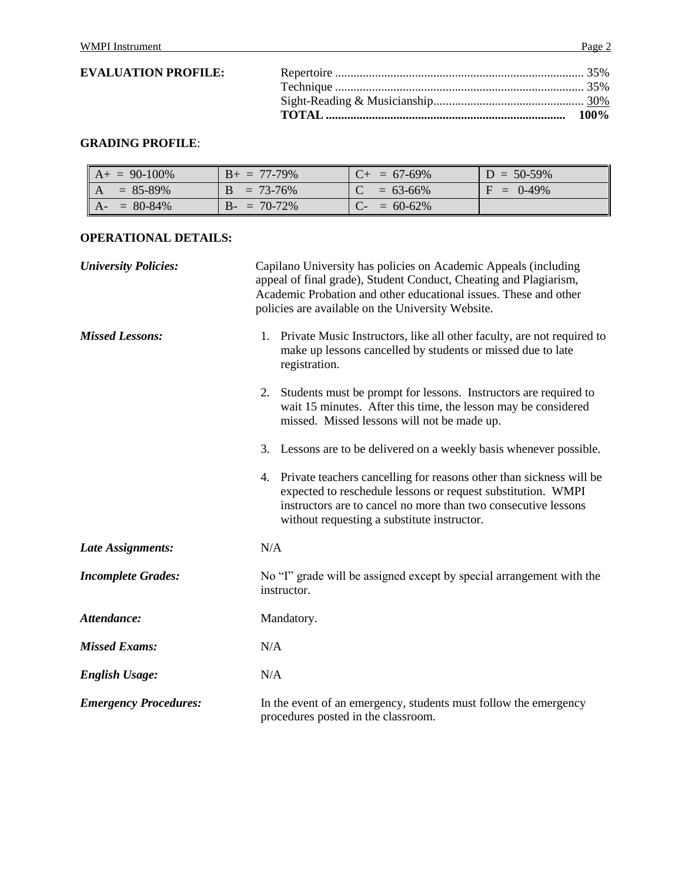**EVALUATION PROFILE:**

| | |
|---|---|
| Repertoire | 35% |
| Technique | 35% |
| Sight-Reading & Musicianship | 30% |
| **TOTAL** | **100%** |

**GRADING PROFILE**:

| | | | |
|---|---|---|---|
| A+ = 90-100% | B+ = 77-79% | C+ = 67-69% | D = 50-59% |
| A = 85-89% | B = 73-76% | C = 63-66% | F = 0-49% |
| A- = 80-84% | B- = 70-72% | C- = 60-62% | |

**OPERATIONAL DETAILS:**

***University Policies:*** Capilano University has policies on Academic Appeals (including appeal of final grade), Student Conduct, Cheating and Plagiarism, Academic Probation and other educational issues. These and other policies are available on the University Website.

***Missed Lessons:***

1. Private Music Instructors, like all other faculty, are not required to make up lessons cancelled by students or missed due to late registration.
2. Students must be prompt for lessons. Instructors are required to wait 15 minutes. After this time, the lesson may be considered missed. Missed lessons will not be made up.
3. Lessons are to be delivered on a weekly basis whenever possible.
4. Private teachers cancelling for reasons other than sickness will be expected to reschedule lessons or request substitution. WMPI instructors are to cancel no more than two consecutive lessons without requesting a substitute instructor.

***Late Assignments:*** N/A

***Incomplete Grades:*** No "I" grade will be assigned except by special arrangement with the instructor.

***Attendance:*** Mandatory.

***Missed Exams:*** N/A

***English Usage:*** N/A

***Emergency Procedures:*** In the event of an emergency, students must follow the emergency procedures posted in the classroom.